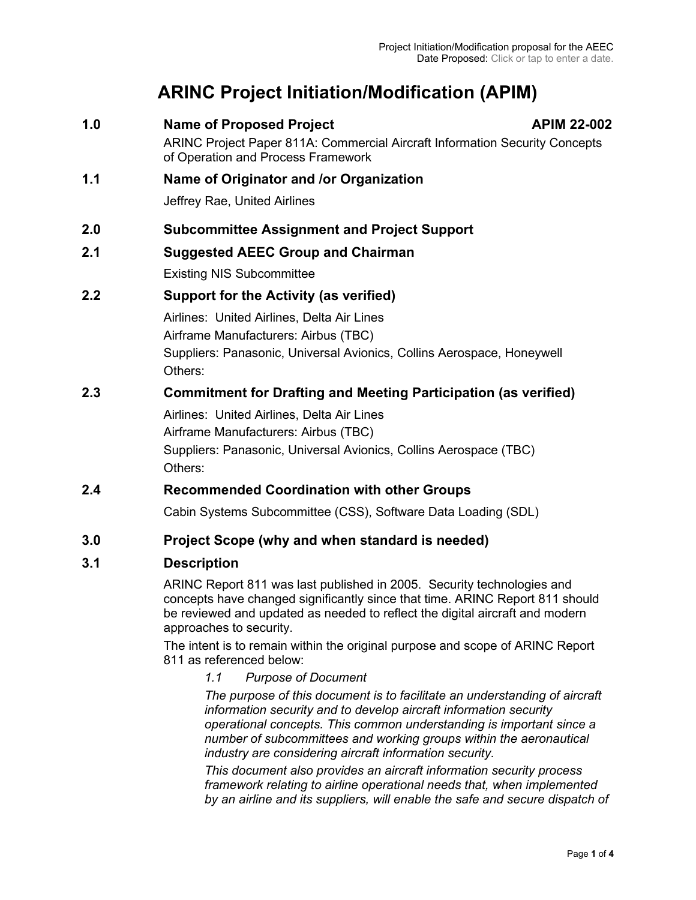Project Initiation/Modification proposal for the AEEC
Date Proposed: Click or tap to enter a date.

# ARINC Project Initiation/Modification (APIM)

## 1.0 Name of Proposed Project — APIM 22-002

ARINC Project Paper 811A: Commercial Aircraft Information Security Concepts of Operation and Process Framework

## 1.1 Name of Originator and /or Organization

Jeffrey Rae, United Airlines

## 2.0 Subcommittee Assignment and Project Support

## 2.1 Suggested AEEC Group and Chairman

Existing NIS Subcommittee

## 2.2 Support for the Activity (as verified)

Airlines: United Airlines, Delta Air Lines
Airframe Manufacturers: Airbus (TBC)
Suppliers: Panasonic, Universal Avionics, Collins Aerospace, Honeywell
Others:

## 2.3 Commitment for Drafting and Meeting Participation (as verified)

Airlines: United Airlines, Delta Air Lines
Airframe Manufacturers: Airbus (TBC)
Suppliers: Panasonic, Universal Avionics, Collins Aerospace (TBC)
Others:

## 2.4 Recommended Coordination with other Groups

Cabin Systems Subcommittee (CSS), Software Data Loading (SDL)

## 3.0 Project Scope (why and when standard is needed)

## 3.1 Description

ARINC Report 811 was last published in 2005. Security technologies and concepts have changed significantly since that time. ARINC Report 811 should be reviewed and updated as needed to reflect the digital aircraft and modern approaches to security.

The intent is to remain within the original purpose and scope of ARINC Report 811 as referenced below:

> *1.1 Purpose of Document*
>
> *The purpose of this document is to facilitate an understanding of aircraft information security and to develop aircraft information security operational concepts. This common understanding is important since a number of subcommittees and working groups within the aeronautical industry are considering aircraft information security.*
>
> *This document also provides an aircraft information security process framework relating to airline operational needs that, when implemented by an airline and its suppliers, will enable the safe and secure dispatch of*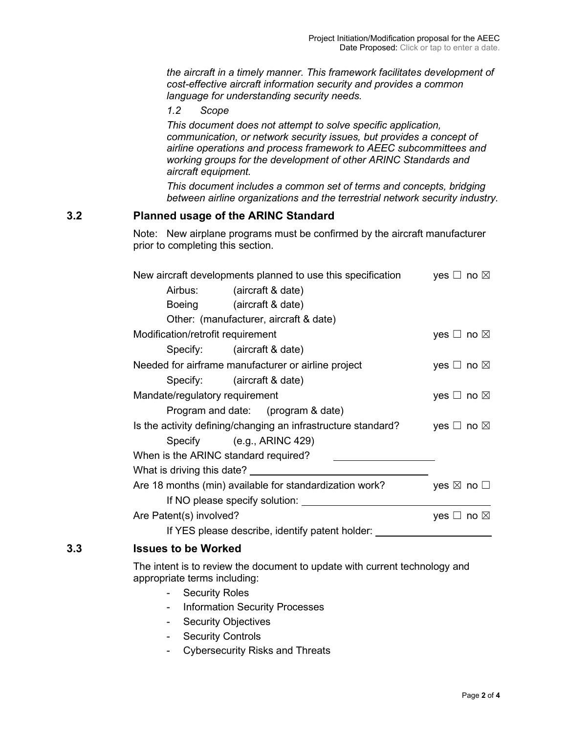*the aircraft in a timely manner. This framework facilitates development of cost-effective aircraft information security and provides a common language for understanding security needs.*

*1.2 Scope*

*This document does not attempt to solve specific application, communication, or network security issues, but provides a concept of airline operations and process framework to AEEC subcommittees and working groups for the development of other ARINC Standards and aircraft equipment.*

*This document includes a common set of terms and concepts, bridging between airline organizations and the terrestrial network security industry.*

## 3.2 Planned usage of the ARINC Standard

Note: New airplane programs must be confirmed by the aircraft manufacturer prior to completing this section.

New aircraft developments planned to use this specification yes ☐ no ☒

Airbus: (aircraft & date)

Boeing (aircraft & date)

Other: (manufacturer, aircraft & date)

Modification/retrofit requirement yes ☐ no ☒

Specify: (aircraft & date)

Needed for airframe manufacturer or airline project yes ☐ no ☒

Specify: (aircraft & date)

Mandate/regulatory requirement yes ☐ no ☒

Program and date: (program & date)

Is the activity defining/changing an infrastructure standard? yes ☐ no ☒

Specify (e.g., ARINC 429)

When is the ARINC standard required? ____________

What is driving this date? ____________

Are 18 months (min) available for standardization work? yes ☒ no ☐

If NO please specify solution: ____________

Are Patent(s) involved? yes ☐ no ☒

If YES please describe, identify patent holder: ____________

## 3.3 Issues to be Worked

The intent is to review the document to update with current technology and appropriate terms including:

- Security Roles
- Information Security Processes
- Security Objectives
- Security Controls
- Cybersecurity Risks and Threats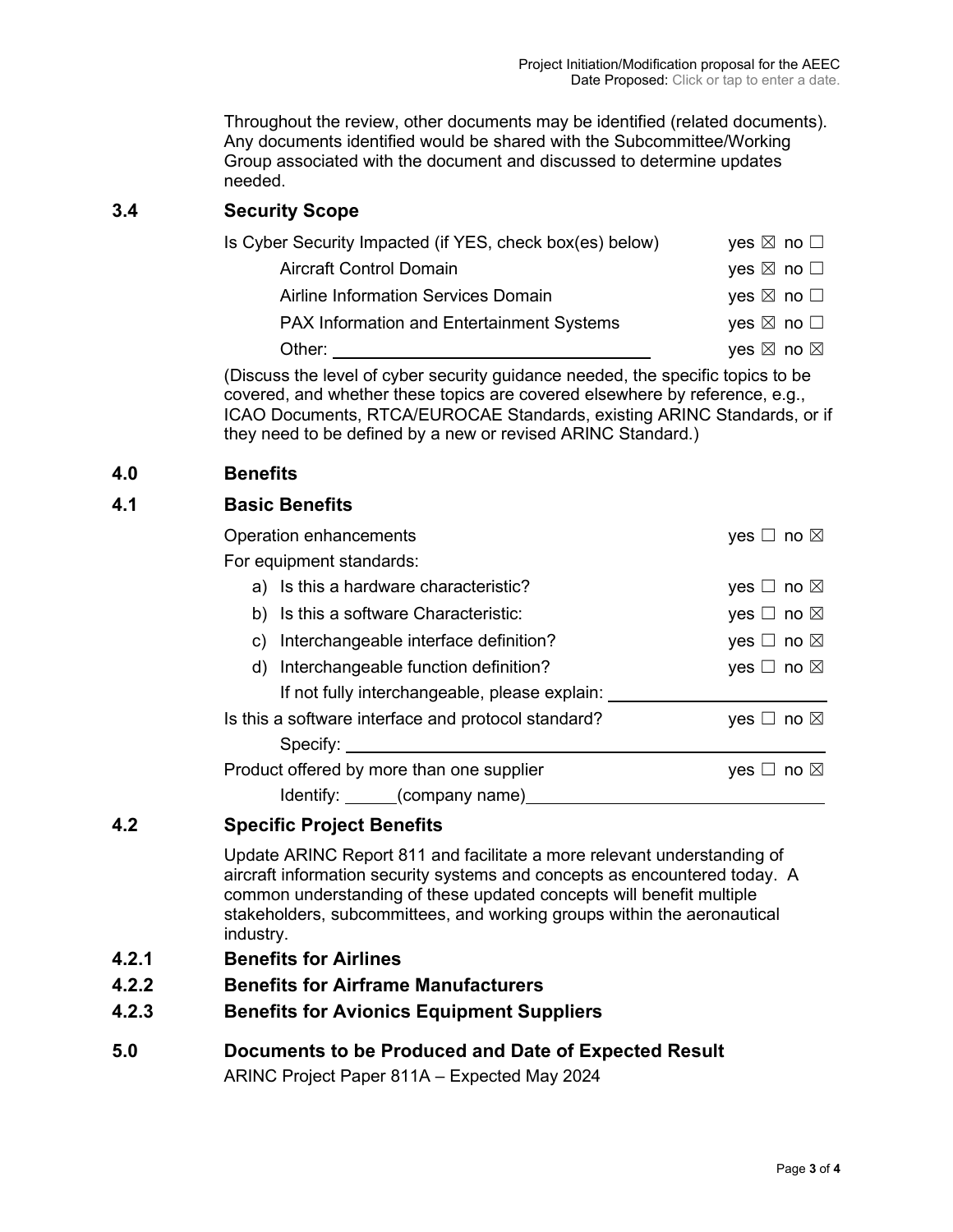Throughout the review, other documents may be identified (related documents). Any documents identified would be shared with the Subcommittee/Working Group associated with the document and discussed to determine updates needed.

## 3.4 Security Scope

Is Cyber Security Impacted (if YES, check box(es) below) yes ☒ no ☐

- Aircraft Control Domain yes ☒ no ☐
- Airline Information Services Domain yes ☒ no ☐
- PAX Information and Entertainment Systems yes ☒ no ☐
- Other: ______________________________ yes ☒ no ☒

(Discuss the level of cyber security guidance needed, the specific topics to be covered, and whether these topics are covered elsewhere by reference, e.g., ICAO Documents, RTCA/EUROCAE Standards, existing ARINC Standards, or if they need to be defined by a new or revised ARINC Standard.)

# 4.0 Benefits

## 4.1 Basic Benefits

Operation enhancements yes ☐ no ☒

For equipment standards:

- a) Is this a hardware characteristic? yes ☐ no ☒
- b) Is this a software Characteristic: yes ☐ no ☒
- c) Interchangeable interface definition? yes ☐ no ☒
- d) Interchangeable function definition? yes ☐ no ☒

  If not fully interchangeable, please explain: ______________________

Is this a software interface and protocol standard? yes ☐ no ☒

  Specify: ______________________________

Product offered by more than one supplier yes ☐ no ☒

  Identify: ______(company name)______________________

## 4.2 Specific Project Benefits

Update ARINC Report 811 and facilitate a more relevant understanding of aircraft information security systems and concepts as encountered today. A common understanding of these updated concepts will benefit multiple stakeholders, subcommittees, and working groups within the aeronautical industry.

### 4.2.1 Benefits for Airlines

### 4.2.2 Benefits for Airframe Manufacturers

### 4.2.3 Benefits for Avionics Equipment Suppliers

# 5.0 Documents to be Produced and Date of Expected Result

ARINC Project Paper 811A – Expected May 2024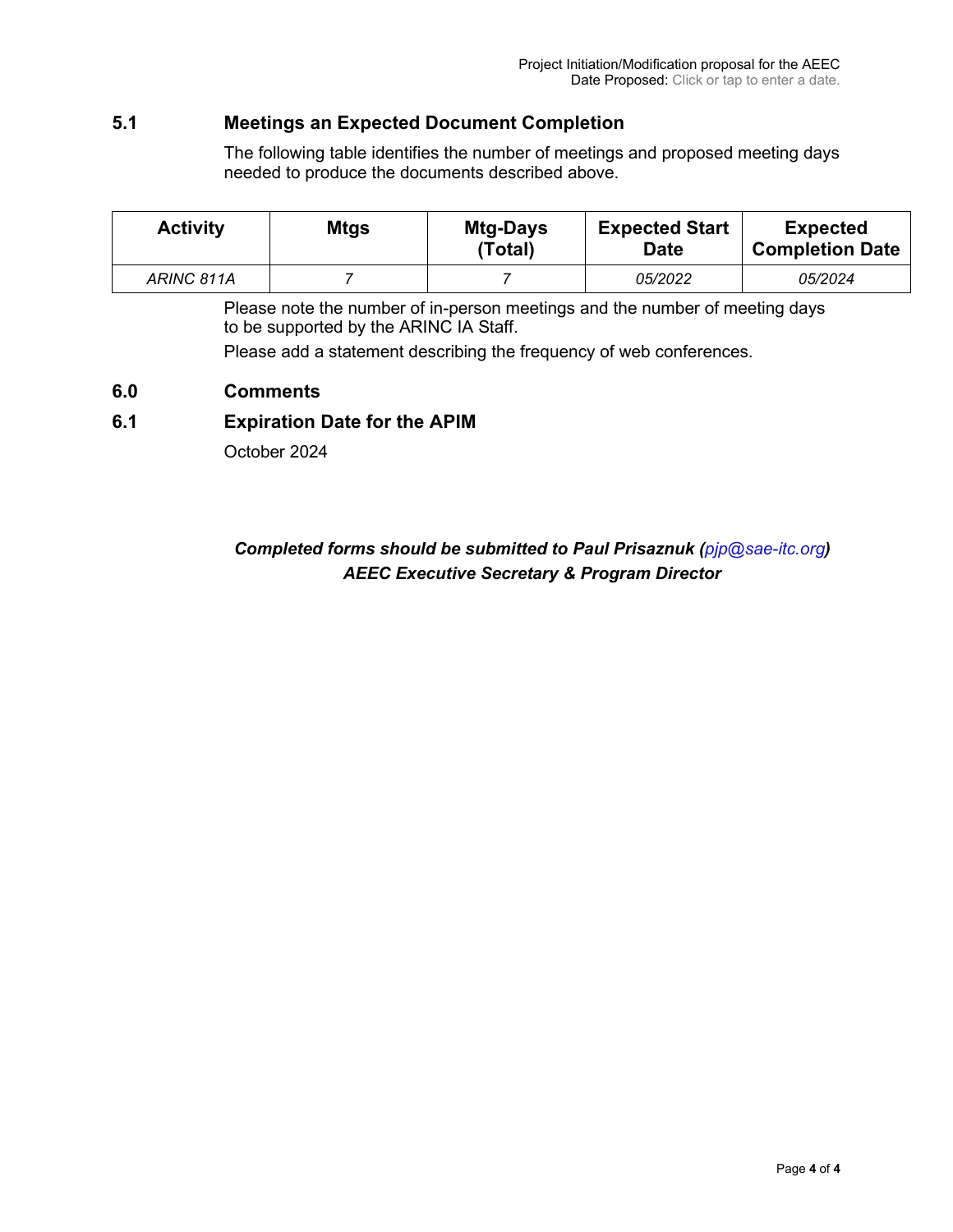## 5.1 Meetings an Expected Document Completion

The following table identifies the number of meetings and proposed meeting days needed to produce the documents described above.

| Activity | Mtgs | Mtg-Days (Total) | Expected Start Date | Expected Completion Date |
|---|---|---|---|---|
| *ARINC 811A* | *7* | *7* | *05/2022* | *05/2024* |

Please note the number of in-person meetings and the number of meeting days to be supported by the ARINC IA Staff.

Please add a statement describing the frequency of web conferences.

## 6.0 Comments

## 6.1 Expiration Date for the APIM

October 2024

***Completed forms should be submitted to Paul Prisaznuk (pjp@sae-itc.org)***
***AEEC Executive Secretary & Program Director***